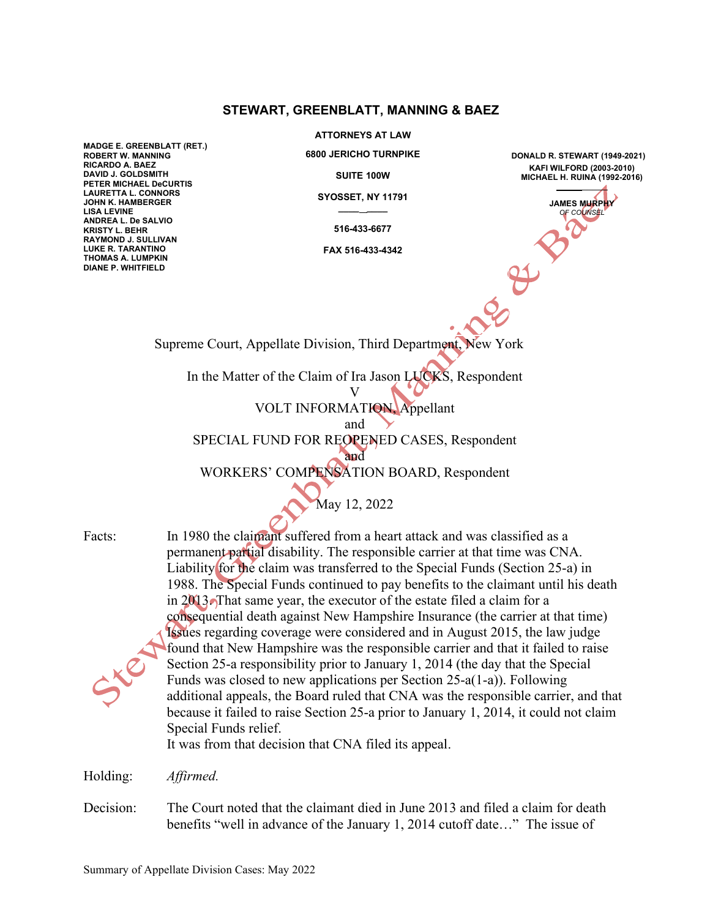**STEWART, GREENBLATT, MANNING & BAEZ**

**ATTORNEYS AT LAW**

**6800 JERICHO TURNPIKE**

**SUITE 100W**

**SYOSSET, NY 11791**

**516-433-6677**

**FAX 516-433-4342**

**MADGE E. GREENBLATT (RET.)**
**ROBERT W. MANNING**
**RICARDO A. BAEZ**
**DAVID J. GOLDSMITH**
**PETER MICHAEL DeCURTIS**
**LAURETTA L. CONNORS**
**JOHN K. HAMBERGER**
**LISA LEVINE**
**ANDREA L. De SALVIO**
**KRISTY L. BEHR**
**RAYMOND J. SULLIVAN**
**LUKE R. TARANTINO**
**THOMAS A. LUMPKIN**
**DIANE P. WHITFIELD**

**DONALD R. STEWART (1949-2021)**
**KAFI WILFORD (2003-2010)**
**MICHAEL H. RUINA (1992-2016)**

**JAMES MURPHY**
*OF COUNSEL*

Supreme Court, Appellate Division, Third Department, New York

In the Matter of the Claim of Ira Jason LUCKS, Respondent
V
VOLT INFORMATION, Appellant
and
SPECIAL FUND FOR REOPENED CASES, Respondent
and
WORKERS' COMPENSATION BOARD, Respondent

May 12, 2022

Facts: In 1980 the claimant suffered from a heart attack and was classified as a permanent partial disability. The responsible carrier at that time was CNA. Liability for the claim was transferred to the Special Funds (Section 25-a) in 1988. The Special Funds continued to pay benefits to the claimant until his death in 2013. That same year, the executor of the estate filed a claim for a consequential death against New Hampshire Insurance (the carrier at that time) Issues regarding coverage were considered and in August 2015, the law judge found that New Hampshire was the responsible carrier and that it failed to raise Section 25-a responsibility prior to January 1, 2014 (the day that the Special Funds was closed to new applications per Section 25-a(1-a)). Following additional appeals, the Board ruled that CNA was the responsible carrier, and that because it failed to raise Section 25-a prior to January 1, 2014, it could not claim Special Funds relief.
It was from that decision that CNA filed its appeal.

Holding: *Affirmed.*

Decision: The Court noted that the claimant died in June 2013 and filed a claim for death benefits "well in advance of the January 1, 2014 cutoff date…" The issue of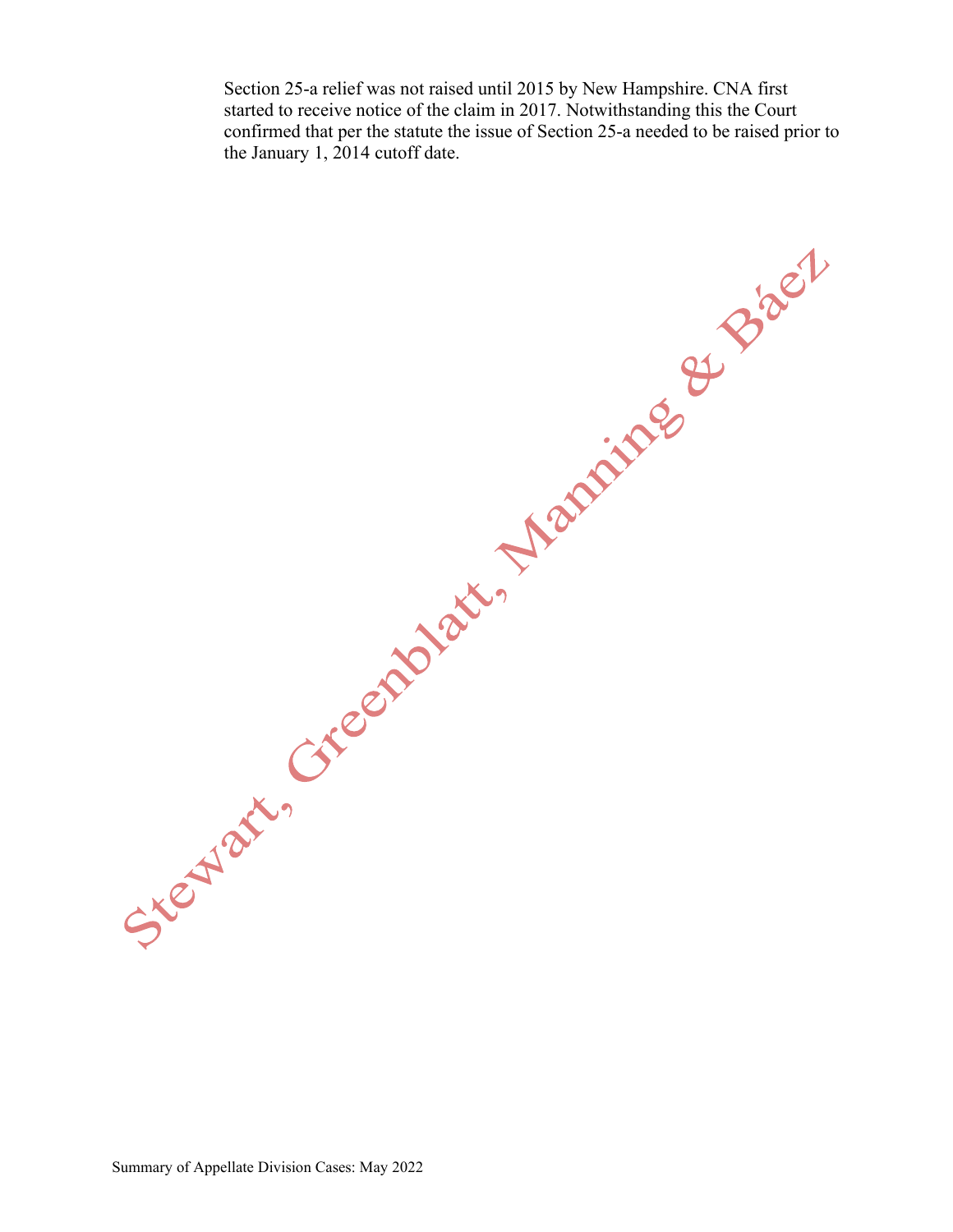Section 25-a relief was not raised until 2015 by New Hampshire. CNA first started to receive notice of the claim in 2017. Notwithstanding this the Court confirmed that per the statute the issue of Section 25-a needed to be raised prior to the January 1, 2014 cutoff date.